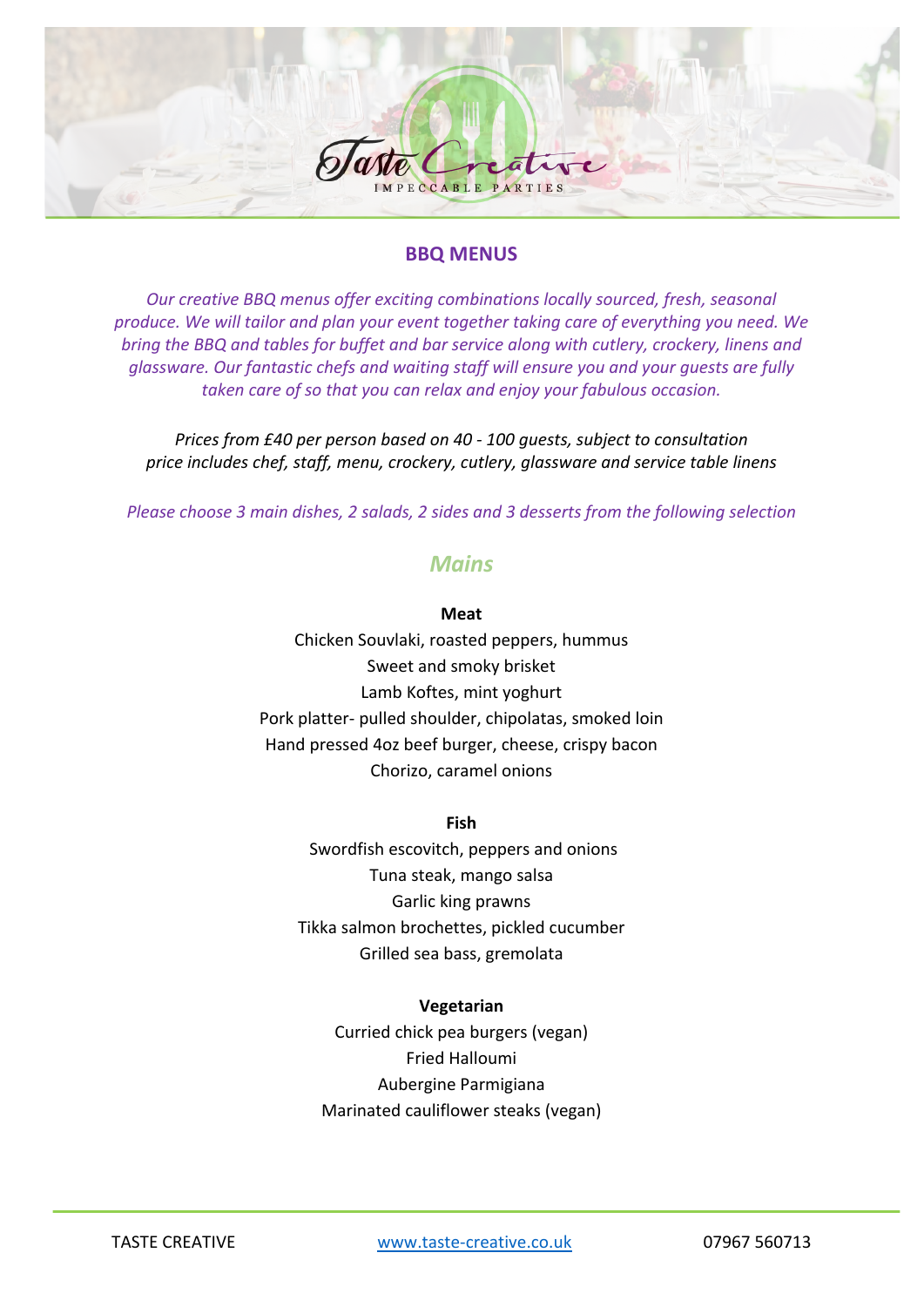# BBQ MENUS

*Our creative BBQ menus offer exciting combinations locally sourced, fresh, seasonal produce. We will tailor and plan your event together taking care of everything you need. We bring the BBQ and tables for buffet and bar service along with cutlery, crockery, linens and glassware. Our fantastic chefs and waiting staff will ensure you and your guests are fully taken care of so that you can relax and enjoy your fabulous occasion.*

*Prices from £40 per person based on 40 - 100 guests, subject to consultation price includes chef, staff, menu, crockery, cutlery, glassware and service table linens*

*Please choose 3 main dishes, 2 salads, 2 sides and 3 desserts from the following selection*

## *Mains*

**Meat**

Chicken Souvlaki, roasted peppers, hummus
Sweet and smoky brisket
Lamb Koftes, mint yoghurt
Pork platter- pulled shoulder, chipolatas, smoked loin
Hand pressed 4oz beef burger, cheese, crispy bacon
Chorizo, caramel onions

**Fish**

Swordfish escovitch, peppers and onions
Tuna steak, mango salsa
Garlic king prawns
Tikka salmon brochettes, pickled cucumber
Grilled sea bass, gremolata

**Vegetarian**

Curried chick pea burgers (vegan)
Fried Halloumi
Aubergine Parmigiana
Marinated cauliflower steaks (vegan)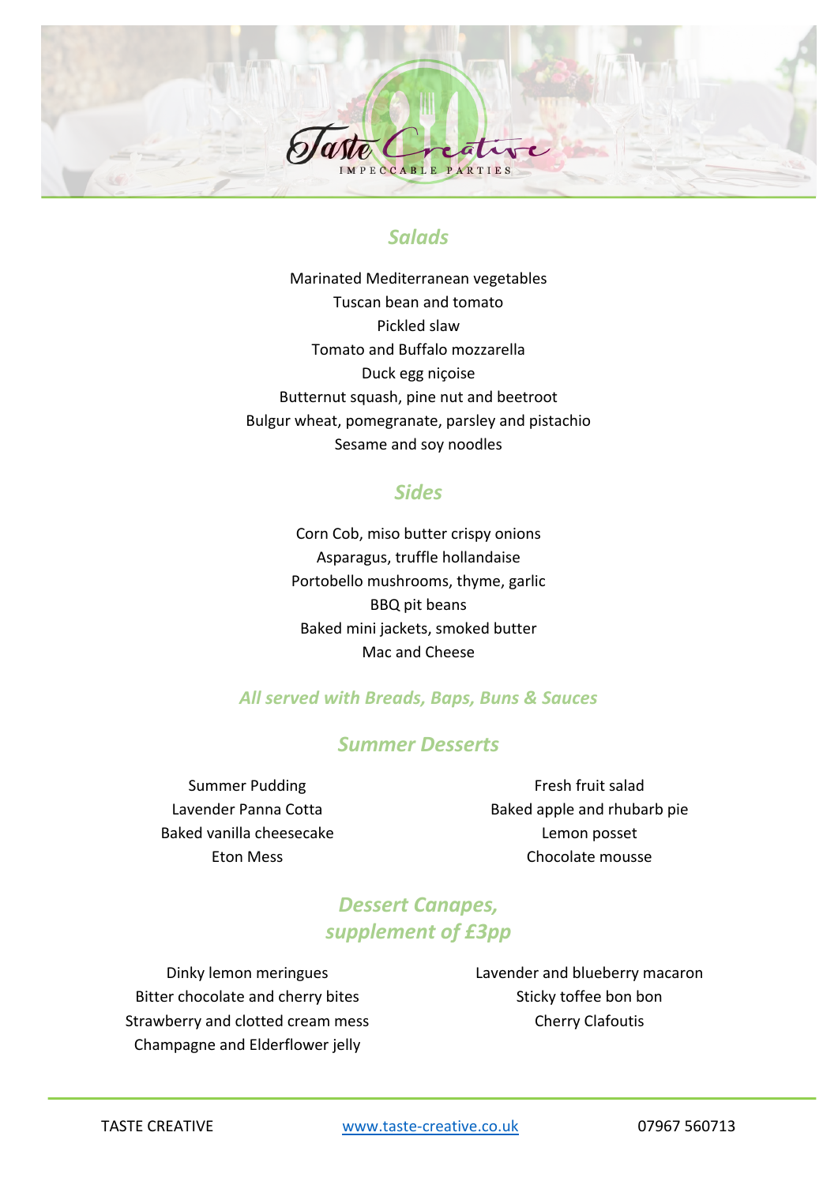## *Salads*

Marinated Mediterranean vegetables
Tuscan bean and tomato
Pickled slaw
Tomato and Buffalo mozzarella
Duck egg niçoise
Butternut squash, pine nut and beetroot
Bulgur wheat, pomegranate, parsley and pistachio
Sesame and soy noodles

## *Sides*

Corn Cob, miso butter crispy onions
Asparagus, truffle hollandaise
Portobello mushrooms, thyme, garlic
BBQ pit beans
Baked mini jackets, smoked butter
Mac and Cheese

***All served with Breads, Baps, Buns & Sauces***

## *Summer Desserts*

Summer Pudding
Lavender Panna Cotta
Baked vanilla cheesecake
Eton Mess
Fresh fruit salad
Baked apple and rhubarb pie
Lemon posset
Chocolate mousse

## *Dessert Canapes, supplement of £3pp*

Dinky lemon meringues
Bitter chocolate and cherry bites
Strawberry and clotted cream mess
Champagne and Elderflower jelly
Lavender and blueberry macaron
Sticky toffee bon bon
Cherry Clafoutis

TASTE CREATIVE www.taste-creative.co.uk 07967 560713